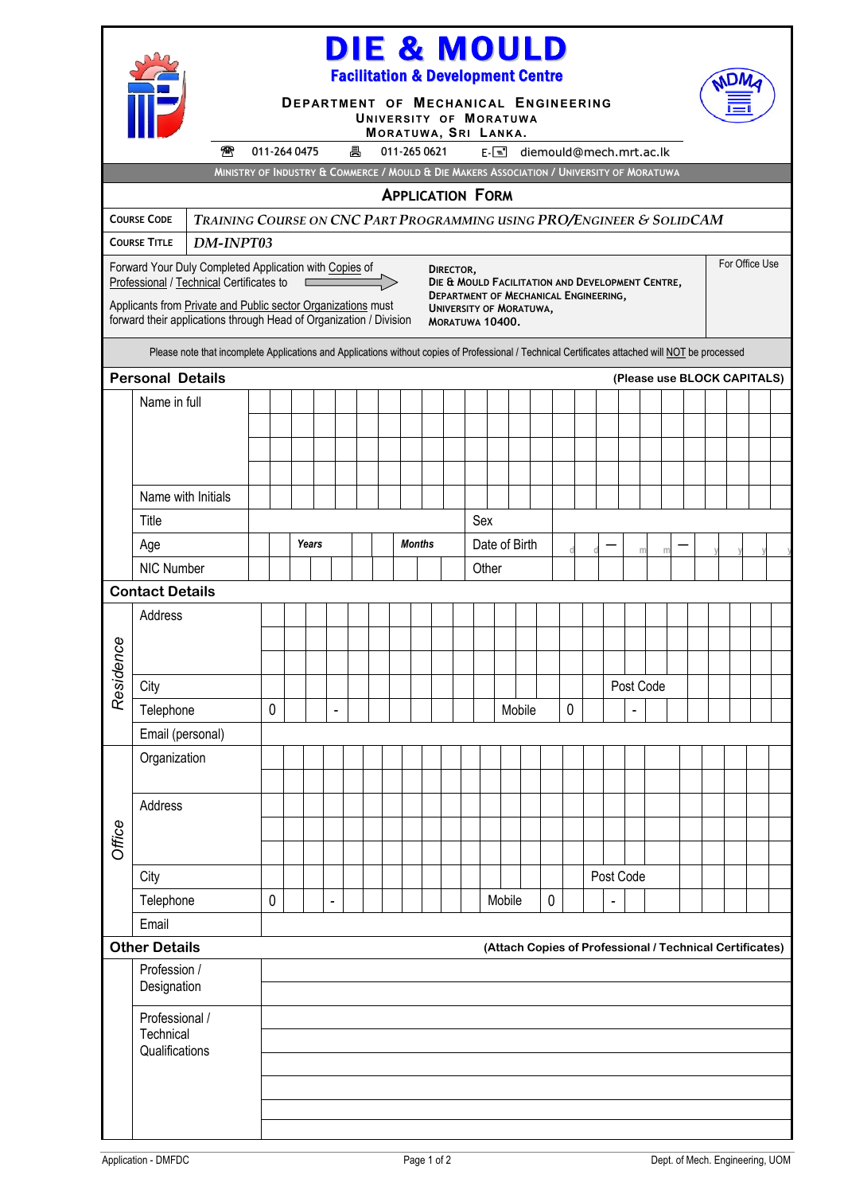# DIE & MOULD

## Facilitation & Development Centre

**DEPARTMENT OF MECHANICAL ENGINEERING**
**UNIVERSITY OF MORATUWA**
**MORATUWA, SRI LANKA.**

☎ 011-264 0475 &nbsp;&nbsp; 🖷 011-265 0621 &nbsp;&nbsp; E-✉ diemould@mech.mrt.ac.lk

MINISTRY OF INDUSTRY & COMMERCE / MOULD & DIE MAKERS ASSOCIATION / UNIVERSITY OF MORATUWA

## APPLICATION FORM

| | |
|---|---|
| COURSE CODE | *TRAINING COURSE ON CNC PART PROGRAMMING USING PRO/ENGINEER & SOLIDCAM* |
| COURSE TITLE | *DM-INPT03* |

Forward Your Duly Completed Application with Copies of Professional / Technical Certificates to ⟹

DIRECTOR,
DIE & MOULD FACILITATION AND DEVELOPMENT CENTRE,
DEPARTMENT OF MECHANICAL ENGINEERING,
UNIVERSITY OF MORATUWA,
MORATUWA 10400.

Applicants from Private and Public sector Organizations must forward their applications through Head of Organization / Division

For Office Use

Please note that incomplete Applications and Applications without copies of Professional / Technical Certificates attached will NOT be processed

### Personal Details
(Please use BLOCK CAPITALS)

| | | | |
|---|---|---|---|
| Name in full | | | |
| | | | |
| | | | |
| | | | |
| Name with Initials | | | |
| Title | | Sex | |
| Age | Years &nbsp; Months | Date of Birth | d d — m m — y y y y |
| NIC Number | | Other | |

### Contact Details

| | | | | | |
|---|---|---|---|---|---|
| Residence | Address | | | | |
| | | | | | |
| | | | | | |
| | City | | | Post Code | |
| | Telephone | 0 - | | Mobile | 0 - |
| | Email (personal) | | | | |
| Office | Organization | | | | |
| | | | | | |
| | Address | | | | |
| | | | | | |
| | | | | | |
| | City | | | Post Code | |
| | Telephone | 0 - | | Mobile | 0 - |
| | Email | | | | |

### Other Details
(Attach Copies of Professional / Technical Certificates)

| | |
|---|---|
| Profession / Designation | |
| | |
| Professional / Technical Qualifications | |
| | |
| | |
| | |
| | |
| | |

Application - DMFDC &nbsp;&nbsp;&nbsp;&nbsp; Dept. of Mech. Engineering, UOM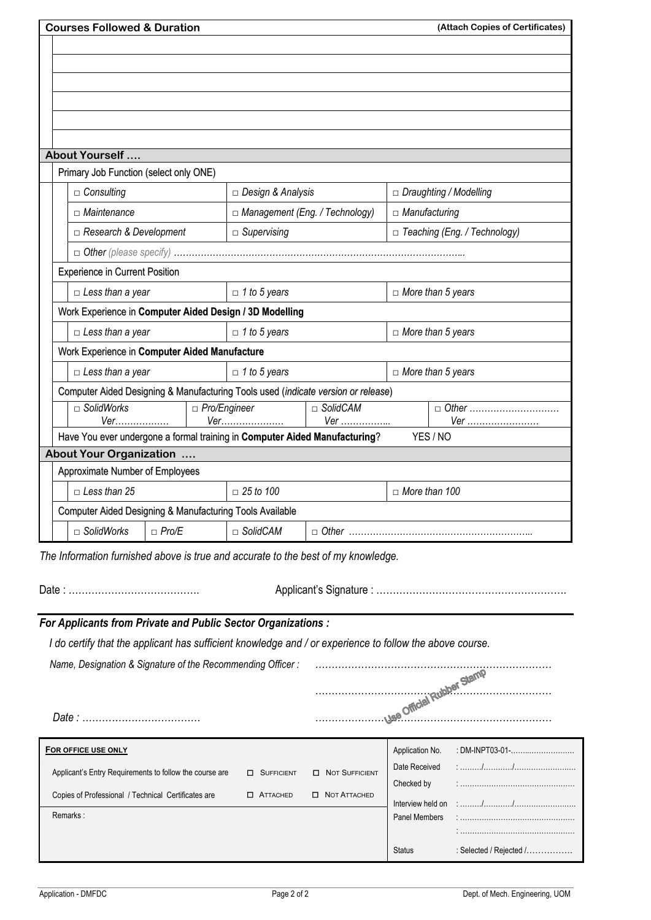## Courses Followed & Duration

**(Attach Copies of Certificates)**

| |
|---|
| |
| |
| |
| |
| |
| |

## About Yourself ….

Primary Job Function (select only ONE)

| | | |
|---|---|---|
| □ *Consulting* | □ *Design & Analysis* | □ *Draughting / Modelling* |
| □ *Maintenance* | □ *Management (Eng. / Technology)* | □ *Manufacturing* |
| □ *Research & Development* | □ *Supervising* | □ *Teaching (Eng. / Technology)* |
| □ *Other (please specify)* ……………………………………………………………………………………. | | |

Experience in Current Position

| | | |
|---|---|---|
| □ *Less than a year* | □ *1 to 5 years* | □ *More than 5 years* |

Work Experience in **Computer Aided Design / 3D Modelling**

| | | |
|---|---|---|
| □ *Less than a year* | □ *1 to 5 years* | □ *More than 5 years* |

Work Experience in **Computer Aided Manufacture**

| | | |
|---|---|---|
| □ *Less than a year* | □ *1 to 5 years* | □ *More than 5 years* |

Computer Aided Designing & Manufacturing Tools used (*indicate version or release*)

| | | | |
|---|---|---|---|
| □ *SolidWorks Ver………………* | □ *Pro/Engineer Ver…………………* | □ *SolidCAM Ver ……………..* | □ *Other ………………………… Ver ……………………* |

Have You ever undergone a formal training in **Computer Aided Manufacturing**? YES / NO

## About Your Organization ….

Approximate Number of Employees

| | | |
|---|---|---|
| □ *Less than 25* | □ *25 to 100* | □ *More than 100* |

Computer Aided Designing & Manufacturing Tools Available

| | | | |
|---|---|---|---|
| □ *SolidWorks* | □ *Pro/E* | □ *SolidCAM* | □ *Other* …………………………………………………….. |

*The Information furnished above is true and accurate to the best of my knowledge.*

Date : …………………………………. Applicant's Signature : ………………………………………………….

### *For Applicants from Private and Public Sector Organizations :*

*I do certify that the applicant has sufficient knowledge and / or experience to follow the above course.*

*Name, Designation & Signature of the Recommending Officer :* ………………………………………………………………

………………………………………………………………

*Use Official Rubber Stamp*

*Date :* ……………………………… ………………………………………………………………

| FOR OFFICE USE ONLY | | | | |
|---|---|---|---|---|
| Applicant's Entry Requirements to follow the course are | □ SUFFICIENT | □ NOT SUFFICIENT | Application No. | : DM-INPT03-01-……………………. |
| Copies of Professional / Technical Certificates are | □ ATTACHED | □ NOT ATTACHED | Date Received | : ………/………../…………………… |
| Remarks : | | | Checked by | : ……………………………………… |
| | | | Interview held on | : ………/………../…………………… |
| | | | Panel Members | : ……………………………………… |
| | | | | : ……………………………………… |
| | | | Status | : Selected / Rejected /……………. |